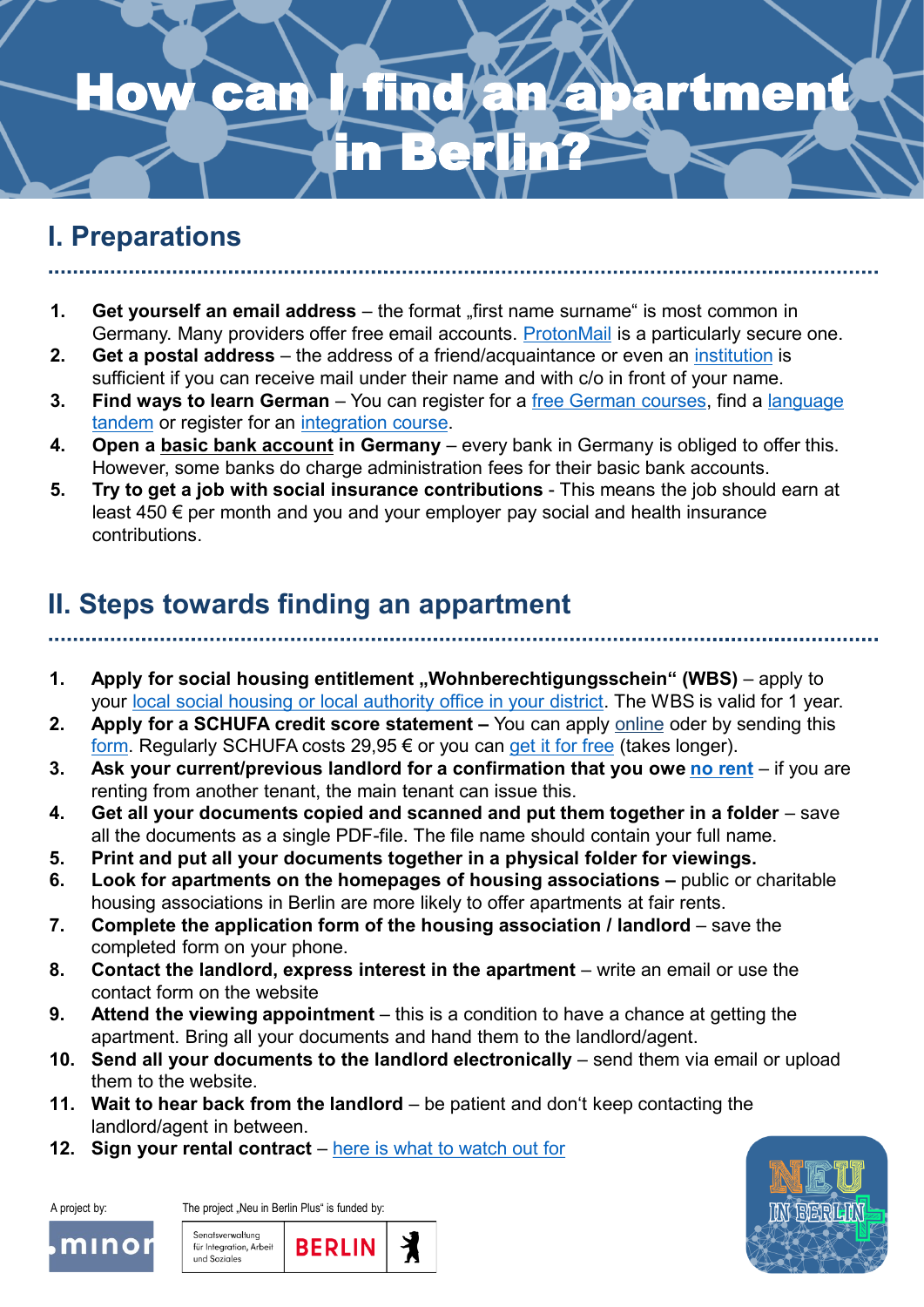# How can I find an apartment in Berlin?

## I. Preparations

1. **Get yourself an email address** – the format „first name surname" is most common in Germany. Many providers offer free email accounts. ProtonMail is a particularly secure one.
2. **Get a postal address** – the address of a friend/acquaintance or even an institution is sufficient if you can receive mail under their name and with c/o in front of your name.
3. **Find ways to learn German** – You can register for a free German courses, find a language tandem or register for an integration course.
4. **Open a basic bank account in Germany** – every bank in Germany is obliged to offer this. However, some banks do charge administration fees for their basic bank accounts.
5. **Try to get a job with social insurance contributions** - This means the job should earn at least 450 € per month and you and your employer pay social and health insurance contributions.

## II. Steps towards finding an appartment

1. **Apply for social housing entitlement „Wohnberechtigungsschein" (WBS)** – apply to your local social housing or local authority office in your district. The WBS is valid for 1 year.
2. **Apply for a SCHUFA credit score statement –** You can apply online oder by sending this form. Regularly SCHUFA costs 29,95 € or you can get it for free (takes longer).
3. **Ask your current/previous landlord for a confirmation that you owe no rent** – if you are renting from another tenant, the main tenant can issue this.
4. **Get all your documents copied and scanned and put them together in a folder** – save all the documents as a single PDF-file. The file name should contain your full name.
5. **Print and put all your documents together in a physical folder for viewings.**
6. **Look for apartments on the homepages of housing associations –** public or charitable housing associations in Berlin are more likely to offer apartments at fair rents.
7. **Complete the application form of the housing association / landlord** – save the completed form on your phone.
8. **Contact the landlord, express interest in the apartment** – write an email or use the contact form on the website
9. **Attend the viewing appointment** – this is a condition to have a chance at getting the apartment. Bring all your documents and hand them to the landlord/agent.
10. **Send all your documents to the landlord electronically** – send them via email or upload them to the website.
11. **Wait to hear back from the landlord** – be patient and don't keep contacting the landlord/agent in between.
12. **Sign your rental contract** – here is what to watch out for

A project by: minor

The project „Neu in Berlin Plus" is funded by: Senatsverwaltung für Integration, Arbeit und Soziales BERLIN

NEU IN BERLIN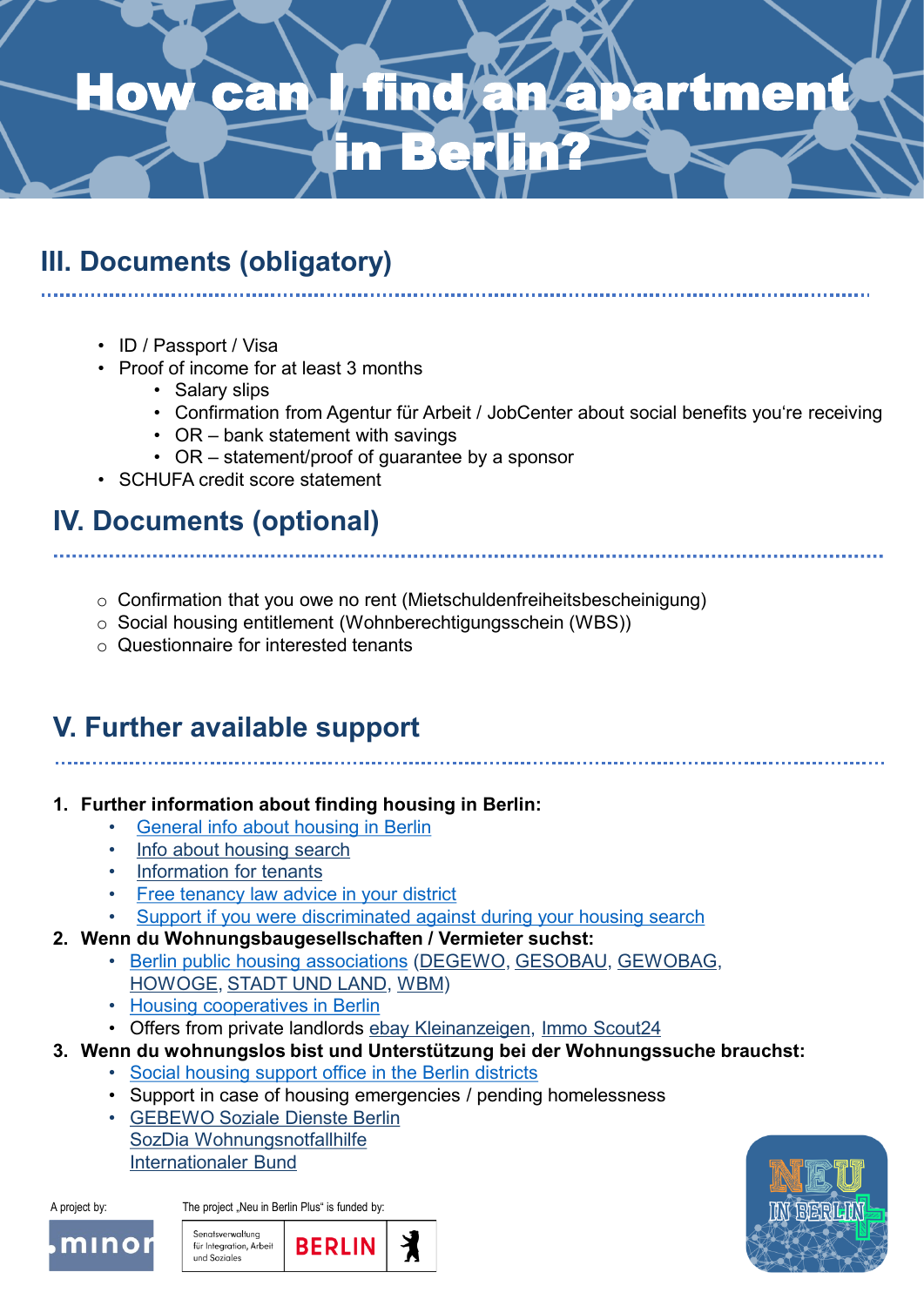# How can I find an apartment in Berlin?

## III. Documents (obligatory)

- ID / Passport / Visa
- Proof of income for at least 3 months
    - Salary slips
    - Confirmation from Agentur für Arbeit / JobCenter about social benefits you‘re receiving
    - OR – bank statement with savings
    - OR – statement/proof of guarantee by a sponsor
- SCHUFA credit score statement

## IV. Documents (optional)

- Confirmation that you owe no rent (Mietschuldenfreiheitsbescheinigung)
- Social housing entitlement (Wohnberechtigungsschein (WBS))
- Questionnaire for interested tenants

## V. Further available support

1. **Further information about finding housing in Berlin:**
    - General info about housing in Berlin
    - Info about housing search
    - Information for tenants
    - Free tenancy law advice in your district
    - Support if you were discriminated against during your housing search
2. **Wenn du Wohnungsbaugesellschaften / Vermieter suchst:**
    - Berlin public housing associations (DEGEWO, GESOBAU, GEWOBAG, HOWOGE, STADT UND LAND, WBM)
    - Housing cooperatives in Berlin
    - Offers from private landlords ebay Kleinanzeigen, Immo Scout24
3. **Wenn du wohnungslos bist und Unterstützung bei der Wohnungssuche brauchst:**
    - Social housing support office in the Berlin districts
    - Support in case of housing emergencies / pending homelessness
    - GEBEWO Soziale Dienste Berlin
      SozDia Wohnungsnotfallhilfe
      Internationaler Bund

A project by: minor

The project „Neu in Berlin Plus" is funded by: Senatsverwaltung für Integration, Arbeit und Soziales BERLIN

NEU IN BERLIN+